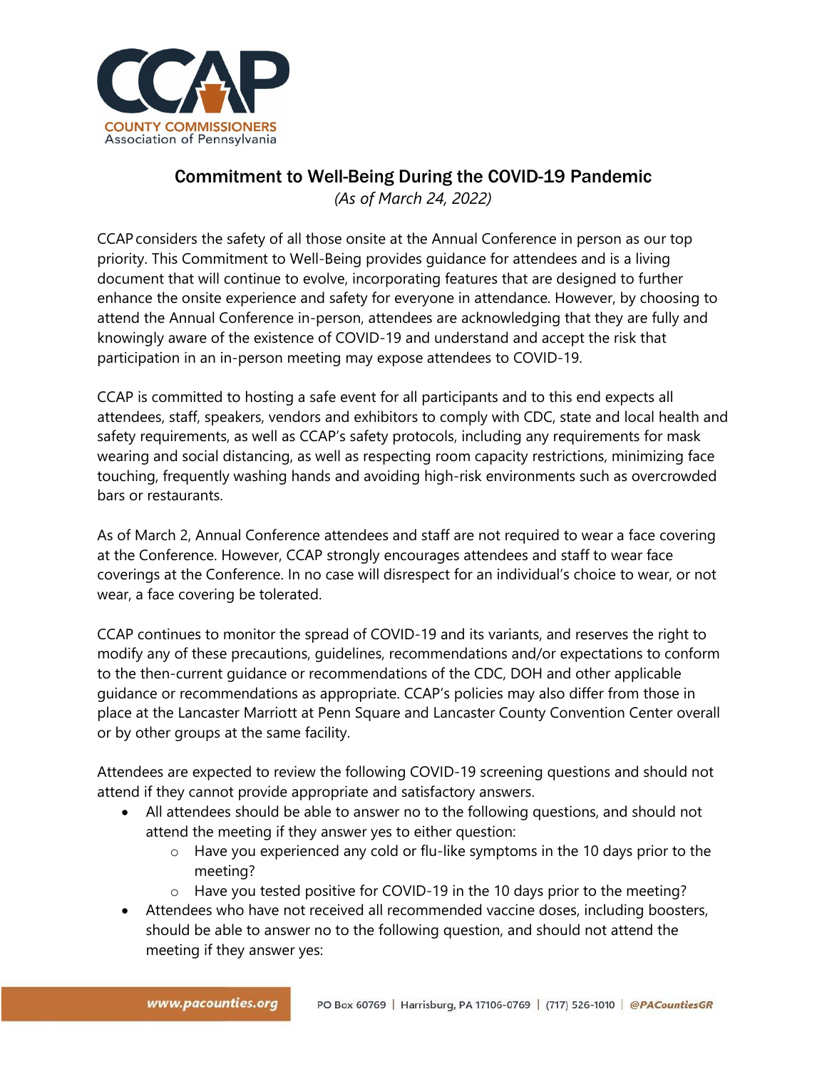# Commitment to Well-Being During the COVID-19 Pandemic

*(As of March 24, 2022)*

CCAP considers the safety of all those onsite at the Annual Conference in person as our top priority. This Commitment to Well-Being provides guidance for attendees and is a living document that will continue to evolve, incorporating features that are designed to further enhance the onsite experience and safety for everyone in attendance. However, by choosing to attend the Annual Conference in-person, attendees are acknowledging that they are fully and knowingly aware of the existence of COVID-19 and understand and accept the risk that participation in an in-person meeting may expose attendees to COVID-19.

CCAP is committed to hosting a safe event for all participants and to this end expects all attendees, staff, speakers, vendors and exhibitors to comply with CDC, state and local health and safety requirements, as well as CCAP's safety protocols, including any requirements for mask wearing and social distancing, as well as respecting room capacity restrictions, minimizing face touching, frequently washing hands and avoiding high-risk environments such as overcrowded bars or restaurants.

As of March 2, Annual Conference attendees and staff are not required to wear a face covering at the Conference. However, CCAP strongly encourages attendees and staff to wear face coverings at the Conference. In no case will disrespect for an individual's choice to wear, or not wear, a face covering be tolerated.

CCAP continues to monitor the spread of COVID-19 and its variants, and reserves the right to modify any of these precautions, guidelines, recommendations and/or expectations to conform to the then-current guidance or recommendations of the CDC, DOH and other applicable guidance or recommendations as appropriate. CCAP's policies may also differ from those in place at the Lancaster Marriott at Penn Square and Lancaster County Convention Center overall or by other groups at the same facility.

Attendees are expected to review the following COVID-19 screening questions and should not attend if they cannot provide appropriate and satisfactory answers.

- All attendees should be able to answer no to the following questions, and should not attend the meeting if they answer yes to either question:
  - Have you experienced any cold or flu-like symptoms in the 10 days prior to the meeting?
  - Have you tested positive for COVID-19 in the 10 days prior to the meeting?
- Attendees who have not received all recommended vaccine doses, including boosters, should be able to answer no to the following question, and should not attend the meeting if they answer yes: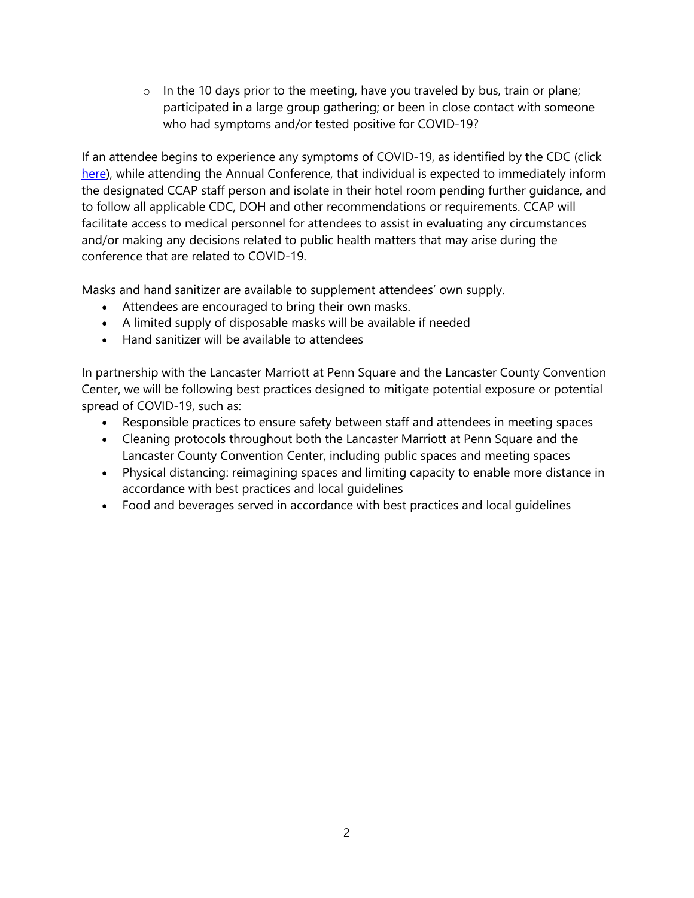- In the 10 days prior to the meeting, have you traveled by bus, train or plane; participated in a large group gathering; or been in close contact with someone who had symptoms and/or tested positive for COVID-19?

If an attendee begins to experience any symptoms of COVID-19, as identified by the CDC (click here), while attending the Annual Conference, that individual is expected to immediately inform the designated CCAP staff person and isolate in their hotel room pending further guidance, and to follow all applicable CDC, DOH and other recommendations or requirements. CCAP will facilitate access to medical personnel for attendees to assist in evaluating any circumstances and/or making any decisions related to public health matters that may arise during the conference that are related to COVID-19.

Masks and hand sanitizer are available to supplement attendees' own supply.

- Attendees are encouraged to bring their own masks.
- A limited supply of disposable masks will be available if needed
- Hand sanitizer will be available to attendees

In partnership with the Lancaster Marriott at Penn Square and the Lancaster County Convention Center, we will be following best practices designed to mitigate potential exposure or potential spread of COVID-19, such as:

- Responsible practices to ensure safety between staff and attendees in meeting spaces
- Cleaning protocols throughout both the Lancaster Marriott at Penn Square and the Lancaster County Convention Center, including public spaces and meeting spaces
- Physical distancing: reimagining spaces and limiting capacity to enable more distance in accordance with best practices and local guidelines
- Food and beverages served in accordance with best practices and local guidelines